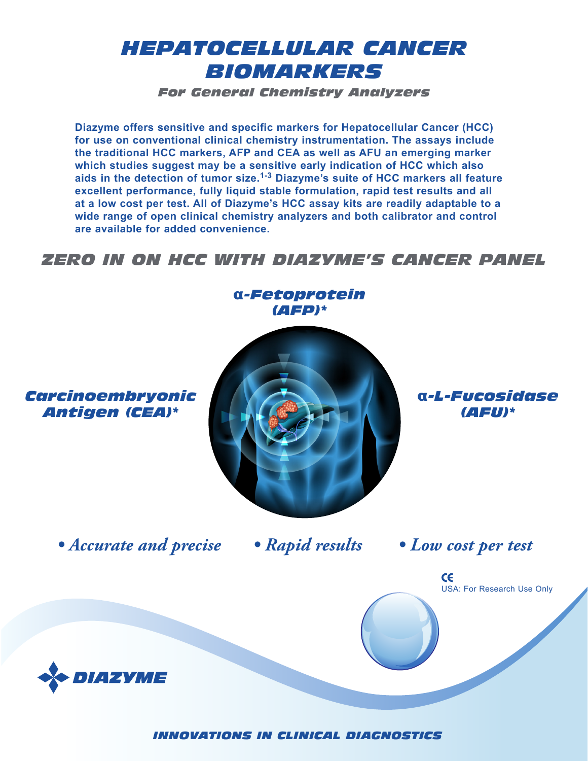# HEPATOCELLULAR CANCER BIOMARKERS

### *For General Chemistry Analyzers*

**Diazyme offers sensitive and specific markers for Hepatocellular Cancer (HCC) for use on conventional clinical chemistry instrumentation. The assays include the traditional HCC markers, AFP and CEA as well as AFU an emerging marker which studies suggest may be a sensitive early indication of HCC which also aids in the detection of tumor size.[1-3] Diazyme's suite of HCC markers all feature excellent performance, fully liquid stable formulation, rapid test results and all at a low cost per test. All of Diazyme's HCC assay kits are readily adaptable to a wide range of open clinical chemistry analyzers and both calibrator and control are available for added convenience.**

## ZERO IN ON HCC WITH DIAZYME'S CANCER PANEL

***α-Fetoprotein (AFP)****

***Carcinoembryonic Antigen (CEA)****

***α-L-Fucosidase (AFU)****

- *Accurate and precise*
- *Rapid results*
- *Low cost per test*

CE
USA: For Research Use Only

DIAZYME

*INNOVATIONS IN CLINICAL DIAGNOSTICS*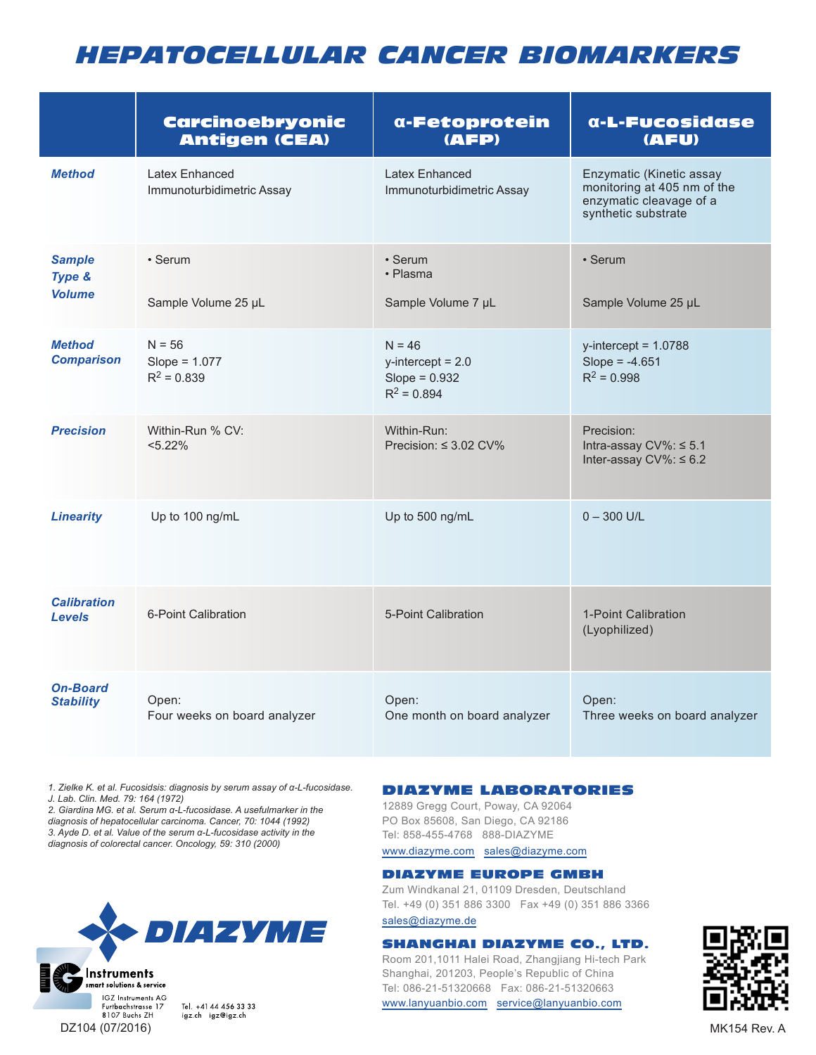# HEPATOCELLULAR CANCER BIOMARKERS

| | Carcinoebryonic Antigen (CEA) | α-Fetoprotein (AFP) | α-L-Fucosidase (AFU) |
|---|---|---|---|
| *Method* | Latex Enhanced Immunoturbidimetric Assay | Latex Enhanced Immunoturbidimetric Assay | Enzymatic (Kinetic assay monitoring at 405 nm of the enzymatic cleavage of a synthetic substrate |
| *Sample Type & Volume* | • Serum<br><br>Sample Volume 25 µL | • Serum<br>• Plasma<br><br>Sample Volume 7 µL | • Serum<br><br>Sample Volume 25 µL |
| *Method Comparison* | N = 56<br>Slope = 1.077<br>$R^2$ = 0.839 | N = 46<br>y-intercept = 2.0<br>Slope = 0.932<br>$R^2$ = 0.894 | y-intercept = 1.0788<br>Slope = -4.651<br>$R^2$ = 0.998 |
| *Precision* | Within-Run % CV:<br><5.22% | Within-Run:<br>Precision: ≤ 3.02 CV% | Precision:<br>Intra-assay CV%: ≤ 5.1<br>Inter-assay CV%: ≤ 6.2 |
| *Linearity* | Up to 100 ng/mL | Up to 500 ng/mL | 0 – 300 U/L |
| *Calibration Levels* | 6-Point Calibration | 5-Point Calibration | 1-Point Calibration (Lyophilized) |
| *On-Board Stability* | Open:<br>Four weeks on board analyzer | Open:<br>One month on board analyzer | Open:<br>Three weeks on board analyzer |

*1. Zielke K. et al. Fucosidsis: diagnosis by serum assay of α-L-fucosidase. J. Lab. Clin. Med. 79: 164 (1972)*
*2. Giardina MG. et al. Serum α-L-fucosidase. A usefulmarker in the diagnosis of hepatocellular carcinoma. Cancer, 70: 1044 (1992)*
*3. Ayde D. et al. Value of the serum α-L-fucosidase activity in the diagnosis of colorectal cancer. Oncology, 59: 310 (2000)*

**DIAZYME**

IG Instruments
smart solutions & service
IGZ Instruments AG
Furtbachstrasse 17
8107 Buchs ZH
Tel. +41 44 456 33 33
igz.ch igz@igz.ch

**DIAZYME LABORATORIES**
12889 Gregg Court, Poway, CA 92064
PO Box 85608, San Diego, CA 92186
Tel: 858-455-4768 888-DIAZYME
www.diazyme.com sales@diazyme.com

**DIAZYME EUROPE GMBH**
Zum Windkanal 21, 01109 Dresden, Deutschland
Tel. +49 (0) 351 886 3300 Fax +49 (0) 351 886 3366
sales@diazyme.de

**SHANGHAI DIAZYME CO., LTD.**
Room 201,1011 Halei Road, Zhangjiang Hi-tech Park
Shanghai, 201203, People's Republic of China
Tel: 086-21-51320668 Fax: 086-21-51320663
www.lanyuanbio.com service@lanyuanbio.com

DZ104 (07/2016)

MK154 Rev. A